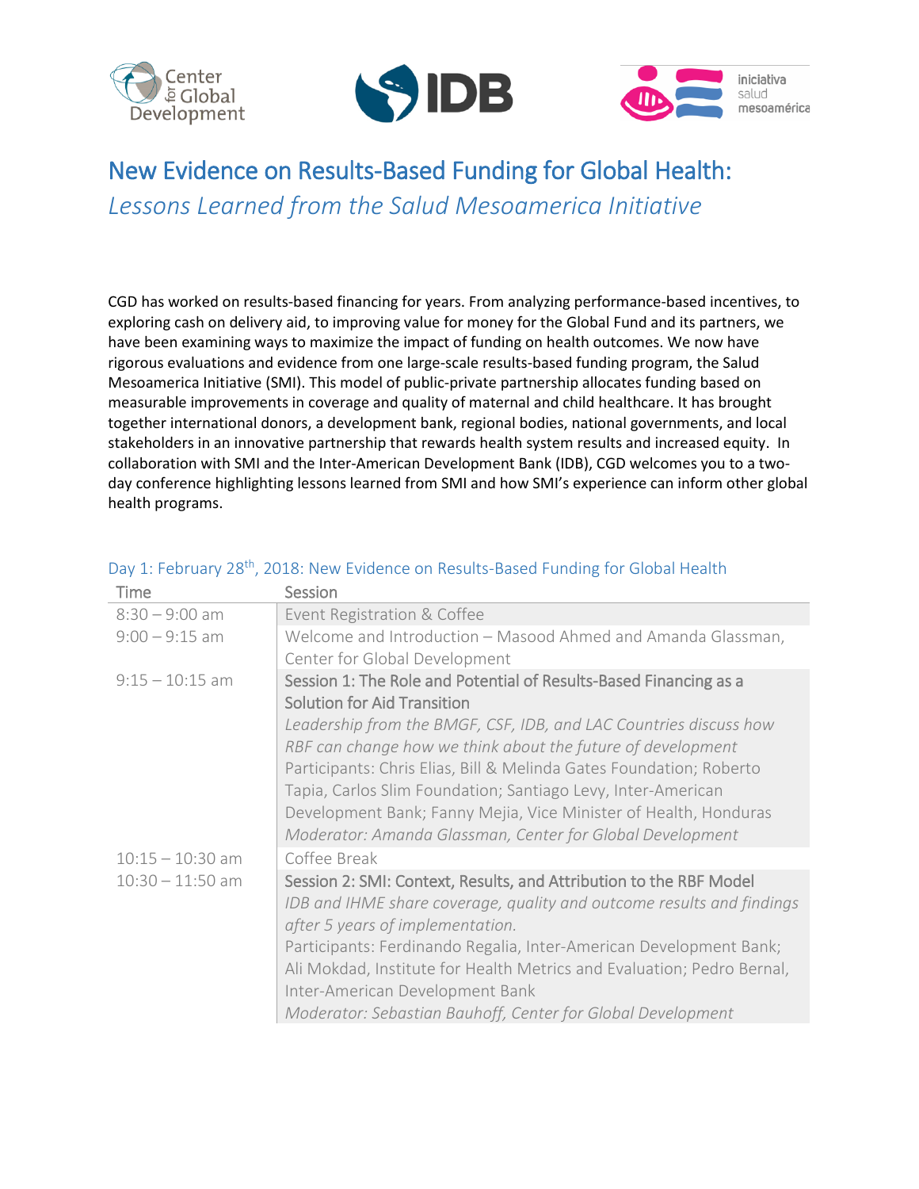# New Evidence on Results-Based Funding for Global Health:

## *Lessons Learned from the Salud Mesoamerica Initiative*

CGD has worked on results-based financing for years. From analyzing performance-based incentives, to exploring cash on delivery aid, to improving value for money for the Global Fund and its partners, we have been examining ways to maximize the impact of funding on health outcomes. We now have rigorous evaluations and evidence from one large-scale results-based funding program, the Salud Mesoamerica Initiative (SMI). This model of public-private partnership allocates funding based on measurable improvements in coverage and quality of maternal and child healthcare. It has brought together international donors, a development bank, regional bodies, national governments, and local stakeholders in an innovative partnership that rewards health system results and increased equity. In collaboration with SMI and the Inter-American Development Bank (IDB), CGD welcomes you to a two-day conference highlighting lessons learned from SMI and how SMI's experience can inform other global health programs.

### Day 1: February 28th, 2018: New Evidence on Results-Based Funding for Global Health

| Time | Session |
|---|---|
| 8:30 – 9:00 am | Event Registration & Coffee |
| 9:00 – 9:15 am | Welcome and Introduction – Masood Ahmed and Amanda Glassman, Center for Global Development |
| 9:15 – 10:15 am | **Session 1: The Role and Potential of Results-Based Financing as a Solution for Aid Transition**<br>*Leadership from the BMGF, CSF, IDB, and LAC Countries discuss how RBF can change how we think about the future of development*<br>Participants: Chris Elias, Bill & Melinda Gates Foundation; Roberto Tapia, Carlos Slim Foundation; Santiago Levy, Inter-American Development Bank; Fanny Mejia, Vice Minister of Health, Honduras<br>*Moderator: Amanda Glassman, Center for Global Development* |
| 10:15 – 10:30 am | Coffee Break |
| 10:30 – 11:50 am | **Session 2: SMI: Context, Results, and Attribution to the RBF Model**<br>*IDB and IHME share coverage, quality and outcome results and findings after 5 years of implementation.*<br>Participants: Ferdinando Regalia, Inter-American Development Bank; Ali Mokdad, Institute for Health Metrics and Evaluation; Pedro Bernal, Inter-American Development Bank<br>*Moderator: Sebastian Bauhoff, Center for Global Development* |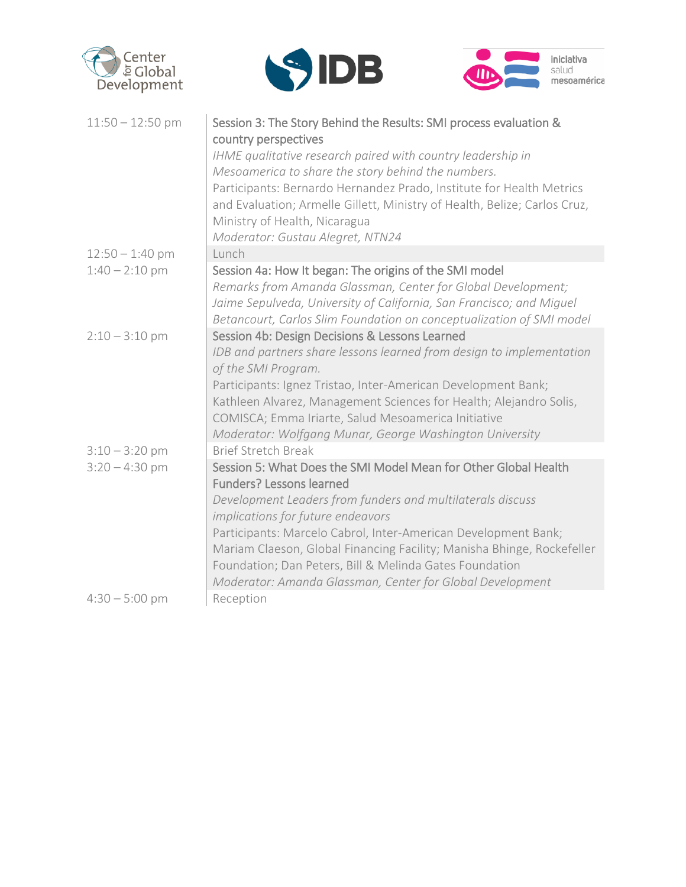| | |
|---|---|
| 11:50 – 12:50 pm | Session 3: The Story Behind the Results: SMI process evaluation & country perspectives<br>*IHME qualitative research paired with country leadership in Mesoamerica to share the story behind the numbers.*<br>Participants: Bernardo Hernandez Prado, Institute for Health Metrics and Evaluation; Armelle Gillett, Ministry of Health, Belize; Carlos Cruz, Ministry of Health, Nicaragua<br>*Moderator: Gustau Alegret, NTN24* |
| 12:50 – 1:40 pm | Lunch |
| 1:40 – 2:10 pm | Session 4a: How It began: The origins of the SMI model<br>*Remarks from Amanda Glassman, Center for Global Development; Jaime Sepulveda, University of California, San Francisco; and Miguel Betancourt, Carlos Slim Foundation on conceptualization of SMI model* |
| 2:10 – 3:10 pm | Session 4b: Design Decisions & Lessons Learned<br>*IDB and partners share lessons learned from design to implementation of the SMI Program.*<br>Participants: Ignez Tristao, Inter-American Development Bank; Kathleen Alvarez, Management Sciences for Health; Alejandro Solis, COMISCA; Emma Iriarte, Salud Mesoamerica Initiative<br>*Moderator: Wolfgang Munar, George Washington University* |
| 3:10 – 3:20 pm | Brief Stretch Break |
| 3:20 – 4:30 pm | Session 5: What Does the SMI Model Mean for Other Global Health Funders? Lessons learned<br>*Development Leaders from funders and multilaterals discuss implications for future endeavors*<br>Participants: Marcelo Cabrol, Inter-American Development Bank; Mariam Claeson, Global Financing Facility; Manisha Bhinge, Rockefeller Foundation; Dan Peters, Bill & Melinda Gates Foundation<br>*Moderator: Amanda Glassman, Center for Global Development* |
| 4:30 – 5:00 pm | Reception |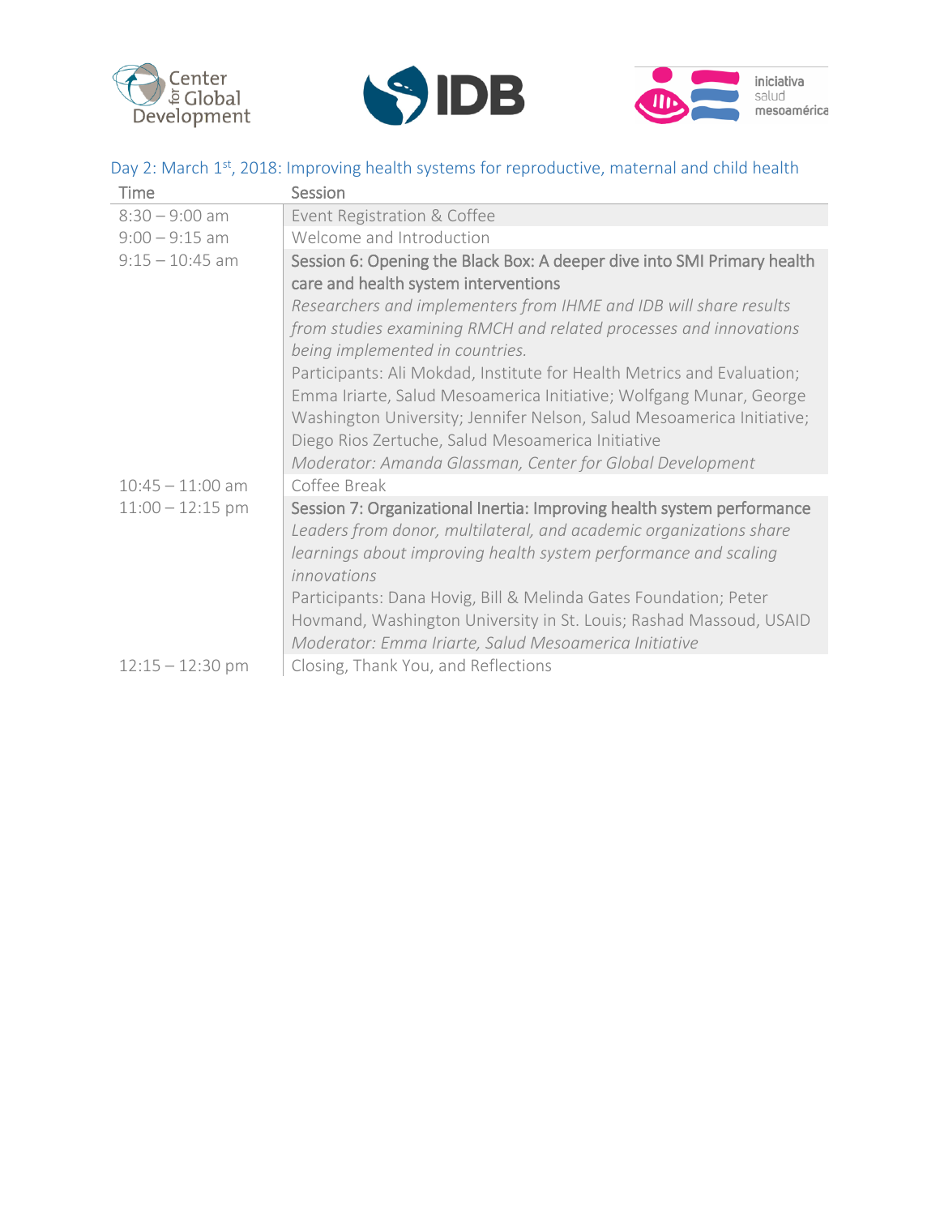## Day 2: March 1st, 2018: Improving health systems for reproductive, maternal and child health

| Time | Session |
|---|---|
| 8:30 – 9:00 am | Event Registration & Coffee |
| 9:00 – 9:15 am | Welcome and Introduction |
| 9:15 – 10:45 am | **Session 6: Opening the Black Box: A deeper dive into SMI Primary health care and health system interventions**<br>*Researchers and implementers from IHME and IDB will share results from studies examining RMCH and related processes and innovations being implemented in countries.*<br>Participants: Ali Mokdad, Institute for Health Metrics and Evaluation; Emma Iriarte, Salud Mesoamerica Initiative; Wolfgang Munar, George Washington University; Jennifer Nelson, Salud Mesoamerica Initiative; Diego Rios Zertuche, Salud Mesoamerica Initiative<br>*Moderator: Amanda Glassman, Center for Global Development* |
| 10:45 – 11:00 am | Coffee Break |
| 11:00 – 12:15 pm | **Session 7: Organizational Inertia: Improving health system performance**<br>*Leaders from donor, multilateral, and academic organizations share learnings about improving health system performance and scaling innovations*<br>Participants: Dana Hovig, Bill & Melinda Gates Foundation; Peter Hovmand, Washington University in St. Louis; Rashad Massoud, USAID<br>*Moderator: Emma Iriarte, Salud Mesoamerica Initiative* |
| 12:15 – 12:30 pm | Closing, Thank You, and Reflections |